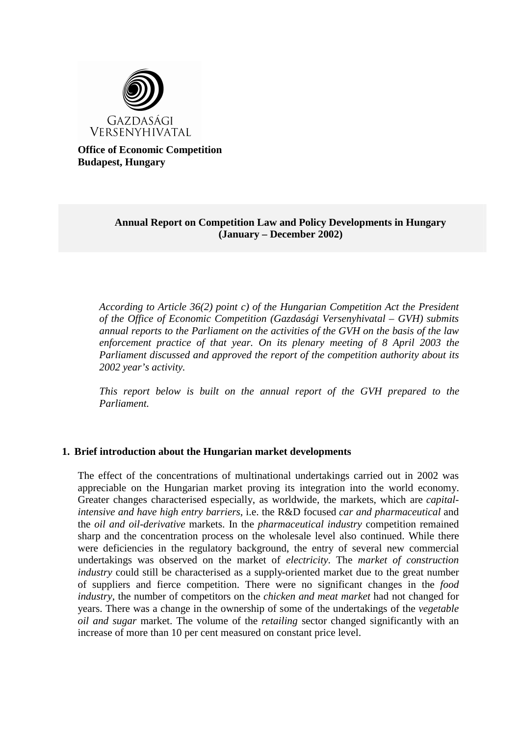GAZDASÁGI VERSENYHIVATAL

**Office of Economic Competition**
**Budapest, Hungary**

**Annual Report on Competition Law and Policy Developments in Hungary (January – December 2002)**

*According to Article 36(2) point c) of the Hungarian Competition Act the President of the Office of Economic Competition (Gazdasági Versenyhivatal – GVH) submits annual reports to the Parliament on the activities of the GVH on the basis of the law enforcement practice of that year. On its plenary meeting of 8 April 2003 the Parliament discussed and approved the report of the competition authority about its 2002 year's activity.*

*This report below is built on the annual report of the GVH prepared to the Parliament.*

## 1. Brief introduction about the Hungarian market developments

The effect of the concentrations of multinational undertakings carried out in 2002 was appreciable on the Hungarian market proving its integration into the world economy. Greater changes characterised especially, as worldwide, the markets, which are *capital-intensive and have high entry barriers*, i.e. the R&D focused *car and pharmaceutical* and the *oil and oil-derivative* markets. In the *pharmaceutical industry* competition remained sharp and the concentration process on the wholesale level also continued. While there were deficiencies in the regulatory background, the entry of several new commercial undertakings was observed on the market of *electricity*. The *market of construction industry* could still be characterised as a supply-oriented market due to the great number of suppliers and fierce competition. There were no significant changes in the *food industry*, the number of competitors on the *chicken and meat market* had not changed for years. There was a change in the ownership of some of the undertakings of the *vegetable oil and sugar* market. The volume of the *retailing* sector changed significantly with an increase of more than 10 per cent measured on constant price level.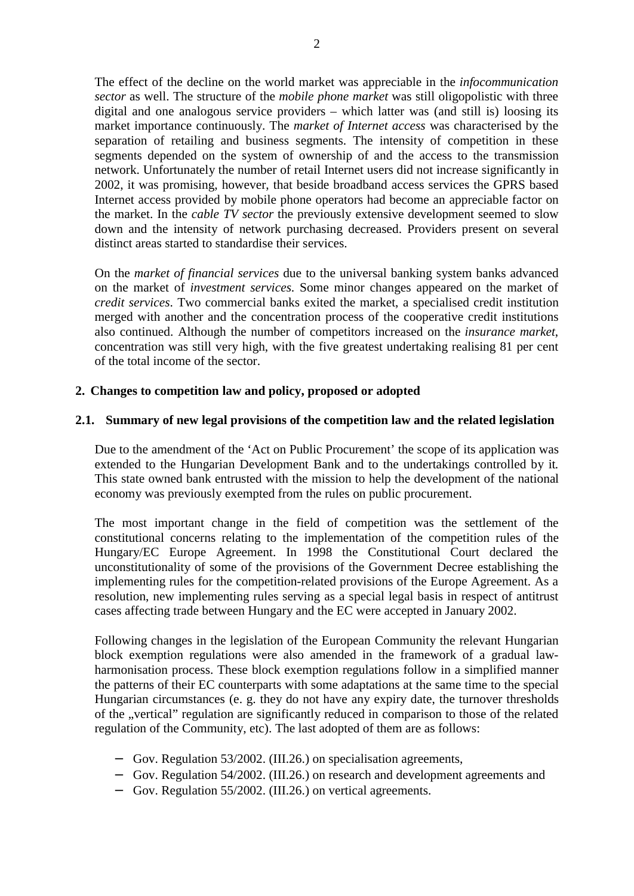The effect of the decline on the world market was appreciable in the *infocommunication sector* as well. The structure of the *mobile phone market* was still oligopolistic with three digital and one analogous service providers – which latter was (and still is) loosing its market importance continuously. The *market of Internet access* was characterised by the separation of retailing and business segments. The intensity of competition in these segments depended on the system of ownership of and the access to the transmission network. Unfortunately the number of retail Internet users did not increase significantly in 2002, it was promising, however, that beside broadband access services the GPRS based Internet access provided by mobile phone operators had become an appreciable factor on the market. In the *cable TV sector* the previously extensive development seemed to slow down and the intensity of network purchasing decreased. Providers present on several distinct areas started to standardise their services.

On the *market of financial services* due to the universal banking system banks advanced on the market of *investment services*. Some minor changes appeared on the market of *credit services*. Two commercial banks exited the market, a specialised credit institution merged with another and the concentration process of the cooperative credit institutions also continued. Although the number of competitors increased on the *insurance market*, concentration was still very high, with the five greatest undertaking realising 81 per cent of the total income of the sector.

## 2. Changes to competition law and policy, proposed or adopted

### 2.1. Summary of new legal provisions of the competition law and the related legislation

Due to the amendment of the 'Act on Public Procurement' the scope of its application was extended to the Hungarian Development Bank and to the undertakings controlled by it. This state owned bank entrusted with the mission to help the development of the national economy was previously exempted from the rules on public procurement.

The most important change in the field of competition was the settlement of the constitutional concerns relating to the implementation of the competition rules of the Hungary/EC Europe Agreement. In 1998 the Constitutional Court declared the unconstitutionality of some of the provisions of the Government Decree establishing the implementing rules for the competition-related provisions of the Europe Agreement. As a resolution, new implementing rules serving as a special legal basis in respect of antitrust cases affecting trade between Hungary and the EC were accepted in January 2002.

Following changes in the legislation of the European Community the relevant Hungarian block exemption regulations were also amended in the framework of a gradual law-harmonisation process. These block exemption regulations follow in a simplified manner the patterns of their EC counterparts with some adaptations at the same time to the special Hungarian circumstances (e. g. they do not have any expiry date, the turnover thresholds of the „vertical" regulation are significantly reduced in comparison to those of the related regulation of the Community, etc). The last adopted of them are as follows:

- Gov. Regulation 53/2002. (III.26.) on specialisation agreements,
- Gov. Regulation 54/2002. (III.26.) on research and development agreements and
- Gov. Regulation 55/2002. (III.26.) on vertical agreements.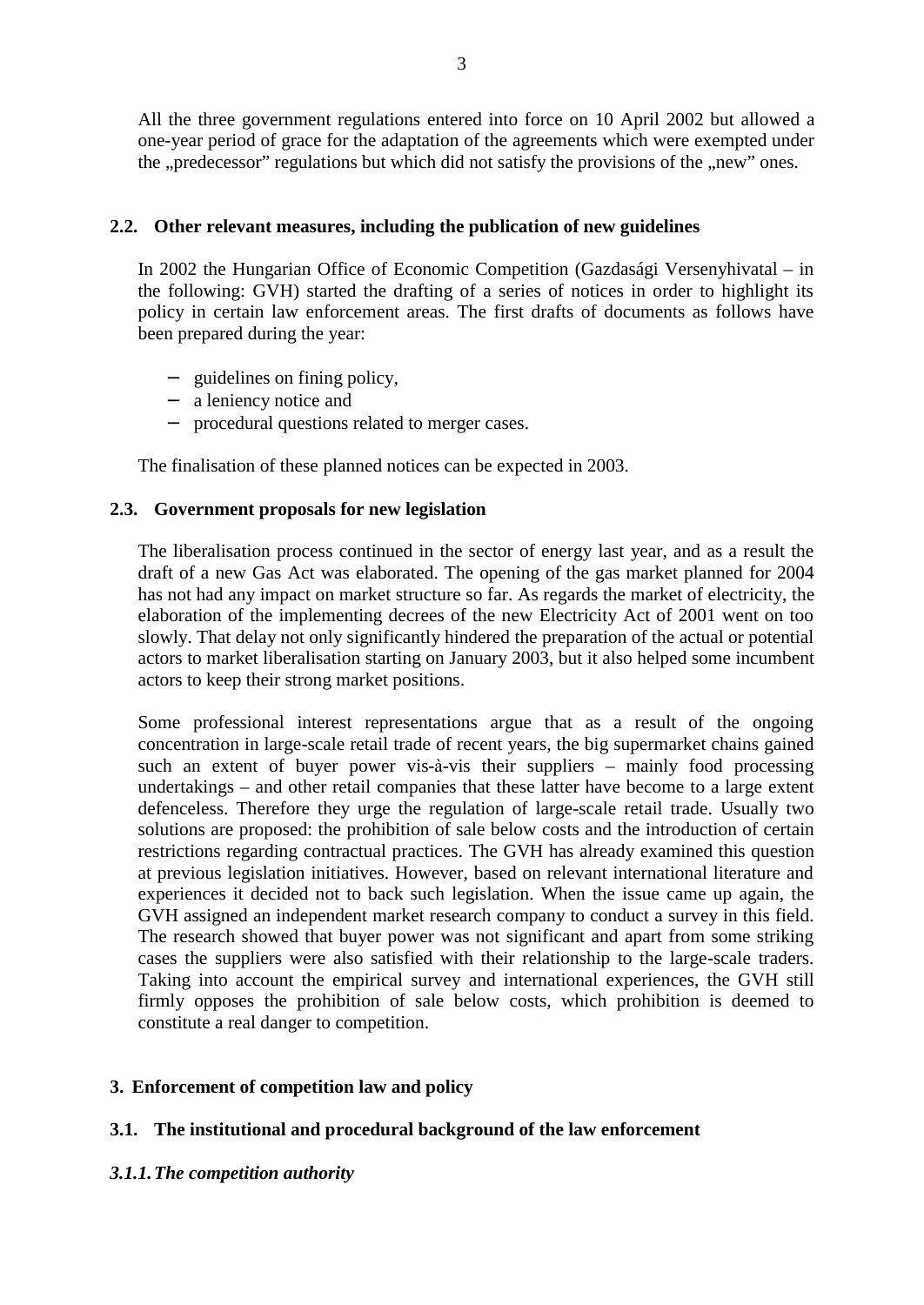All the three government regulations entered into force on 10 April 2002 but allowed a one-year period of grace for the adaptation of the agreements which were exempted under the „predecessor" regulations but which did not satisfy the provisions of the „new" ones.

### 2.2. Other relevant measures, including the publication of new guidelines

In 2002 the Hungarian Office of Economic Competition (Gazdasági Versenyhivatal – in the following: GVH) started the drafting of a series of notices in order to highlight its policy in certain law enforcement areas. The first drafts of documents as follows have been prepared during the year:

- guidelines on fining policy,
- a leniency notice and
- procedural questions related to merger cases.

The finalisation of these planned notices can be expected in 2003.

### 2.3. Government proposals for new legislation

The liberalisation process continued in the sector of energy last year, and as a result the draft of a new Gas Act was elaborated. The opening of the gas market planned for 2004 has not had any impact on market structure so far. As regards the market of electricity, the elaboration of the implementing decrees of the new Electricity Act of 2001 went on too slowly. That delay not only significantly hindered the preparation of the actual or potential actors to market liberalisation starting on January 2003, but it also helped some incumbent actors to keep their strong market positions.

Some professional interest representations argue that as a result of the ongoing concentration in large-scale retail trade of recent years, the big supermarket chains gained such an extent of buyer power vis-à-vis their suppliers – mainly food processing undertakings – and other retail companies that these latter have become to a large extent defenceless. Therefore they urge the regulation of large-scale retail trade. Usually two solutions are proposed: the prohibition of sale below costs and the introduction of certain restrictions regarding contractual practices. The GVH has already examined this question at previous legislation initiatives. However, based on relevant international literature and experiences it decided not to back such legislation. When the issue came up again, the GVH assigned an independent market research company to conduct a survey in this field. The research showed that buyer power was not significant and apart from some striking cases the suppliers were also satisfied with their relationship to the large-scale traders. Taking into account the empirical survey and international experiences, the GVH still firmly opposes the prohibition of sale below costs, which prohibition is deemed to constitute a real danger to competition.

## 3. Enforcement of competition law and policy

### 3.1. The institutional and procedural background of the law enforcement

#### *3.1.1. The competition authority*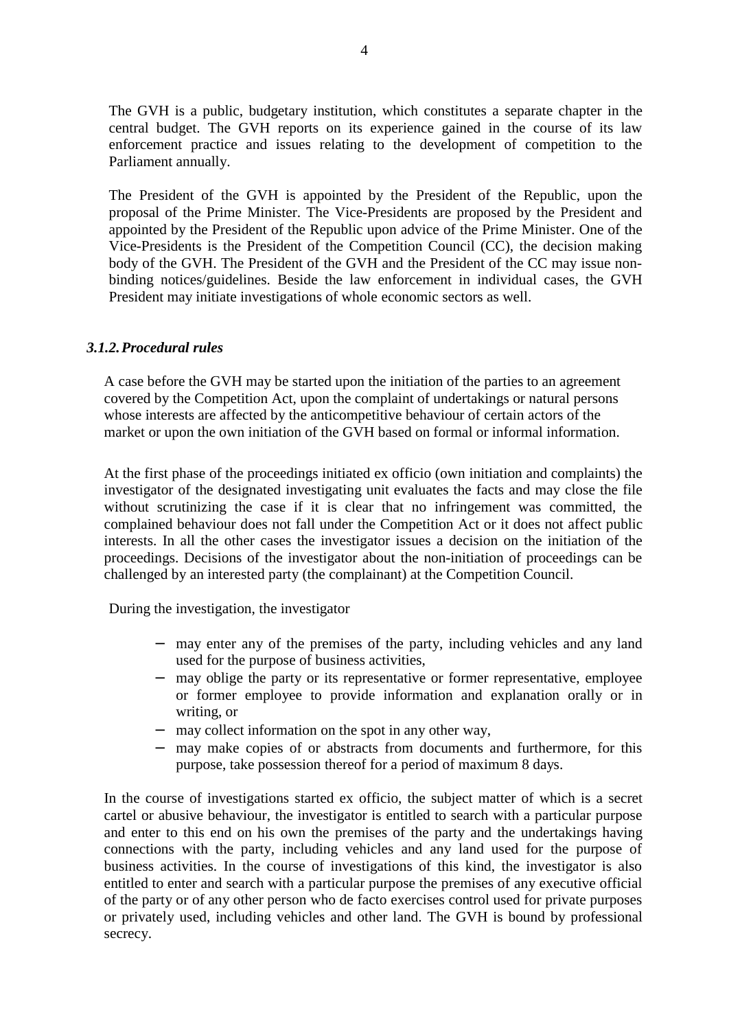The GVH is a public, budgetary institution, which constitutes a separate chapter in the central budget. The GVH reports on its experience gained in the course of its law enforcement practice and issues relating to the development of competition to the Parliament annually.

The President of the GVH is appointed by the President of the Republic, upon the proposal of the Prime Minister. The Vice-Presidents are proposed by the President and appointed by the President of the Republic upon advice of the Prime Minister. One of the Vice-Presidents is the President of the Competition Council (CC), the decision making body of the GVH. The President of the GVH and the President of the CC may issue non-binding notices/guidelines. Beside the law enforcement in individual cases, the GVH President may initiate investigations of whole economic sectors as well.

### *3.1.2. Procedural rules*

A case before the GVH may be started upon the initiation of the parties to an agreement covered by the Competition Act, upon the complaint of undertakings or natural persons whose interests are affected by the anticompetitive behaviour of certain actors of the market or upon the own initiation of the GVH based on formal or informal information.

At the first phase of the proceedings initiated ex officio (own initiation and complaints) the investigator of the designated investigating unit evaluates the facts and may close the file without scrutinizing the case if it is clear that no infringement was committed, the complained behaviour does not fall under the Competition Act or it does not affect public interests. In all the other cases the investigator issues a decision on the initiation of the proceedings. Decisions of the investigator about the non-initiation of proceedings can be challenged by an interested party (the complainant) at the Competition Council.

During the investigation, the investigator

- may enter any of the premises of the party, including vehicles and any land used for the purpose of business activities,
- may oblige the party or its representative or former representative, employee or former employee to provide information and explanation orally or in writing, or
- may collect information on the spot in any other way,
- may make copies of or abstracts from documents and furthermore, for this purpose, take possession thereof for a period of maximum 8 days.

In the course of investigations started ex officio, the subject matter of which is a secret cartel or abusive behaviour, the investigator is entitled to search with a particular purpose and enter to this end on his own the premises of the party and the undertakings having connections with the party, including vehicles and any land used for the purpose of business activities. In the course of investigations of this kind, the investigator is also entitled to enter and search with a particular purpose the premises of any executive official of the party or of any other person who de facto exercises control used for private purposes or privately used, including vehicles and other land. The GVH is bound by professional secrecy.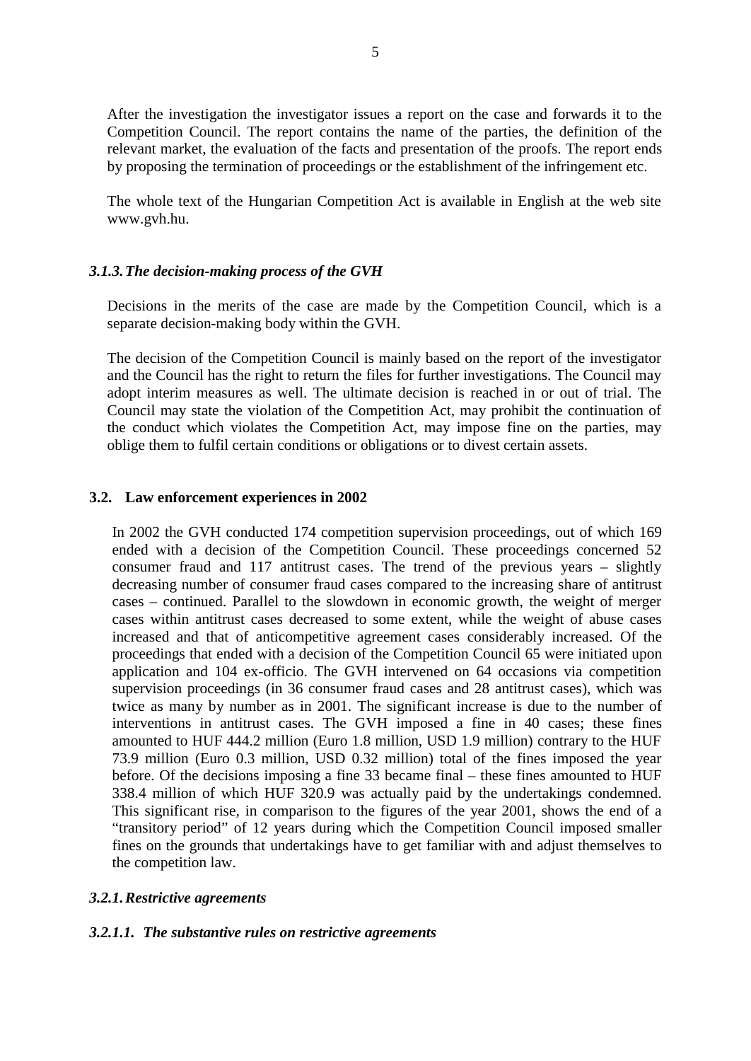After the investigation the investigator issues a report on the case and forwards it to the Competition Council. The report contains the name of the parties, the definition of the relevant market, the evaluation of the facts and presentation of the proofs. The report ends by proposing the termination of proceedings or the establishment of the infringement etc.

The whole text of the Hungarian Competition Act is available in English at the web site www.gvh.hu.

### *3.1.3. The decision-making process of the GVH*

Decisions in the merits of the case are made by the Competition Council, which is a separate decision-making body within the GVH.

The decision of the Competition Council is mainly based on the report of the investigator and the Council has the right to return the files for further investigations. The Council may adopt interim measures as well. The ultimate decision is reached in or out of trial. The Council may state the violation of the Competition Act, may prohibit the continuation of the conduct which violates the Competition Act, may impose fine on the parties, may oblige them to fulfil certain conditions or obligations or to divest certain assets.

## 3.2. Law enforcement experiences in 2002

In 2002 the GVH conducted 174 competition supervision proceedings, out of which 169 ended with a decision of the Competition Council. These proceedings concerned 52 consumer fraud and 117 antitrust cases. The trend of the previous years – slightly decreasing number of consumer fraud cases compared to the increasing share of antitrust cases – continued. Parallel to the slowdown in economic growth, the weight of merger cases within antitrust cases decreased to some extent, while the weight of abuse cases increased and that of anticompetitive agreement cases considerably increased. Of the proceedings that ended with a decision of the Competition Council 65 were initiated upon application and 104 ex-officio. The GVH intervened on 64 occasions via competition supervision proceedings (in 36 consumer fraud cases and 28 antitrust cases), which was twice as many by number as in 2001. The significant increase is due to the number of interventions in antitrust cases. The GVH imposed a fine in 40 cases; these fines amounted to HUF 444.2 million (Euro 1.8 million, USD 1.9 million) contrary to the HUF 73.9 million (Euro 0.3 million, USD 0.32 million) total of the fines imposed the year before. Of the decisions imposing a fine 33 became final – these fines amounted to HUF 338.4 million of which HUF 320.9 was actually paid by the undertakings condemned. This significant rise, in comparison to the figures of the year 2001, shows the end of a "transitory period" of 12 years during which the Competition Council imposed smaller fines on the grounds that undertakings have to get familiar with and adjust themselves to the competition law.

### *3.2.1. Restrictive agreements*

#### *3.2.1.1. The substantive rules on restrictive agreements*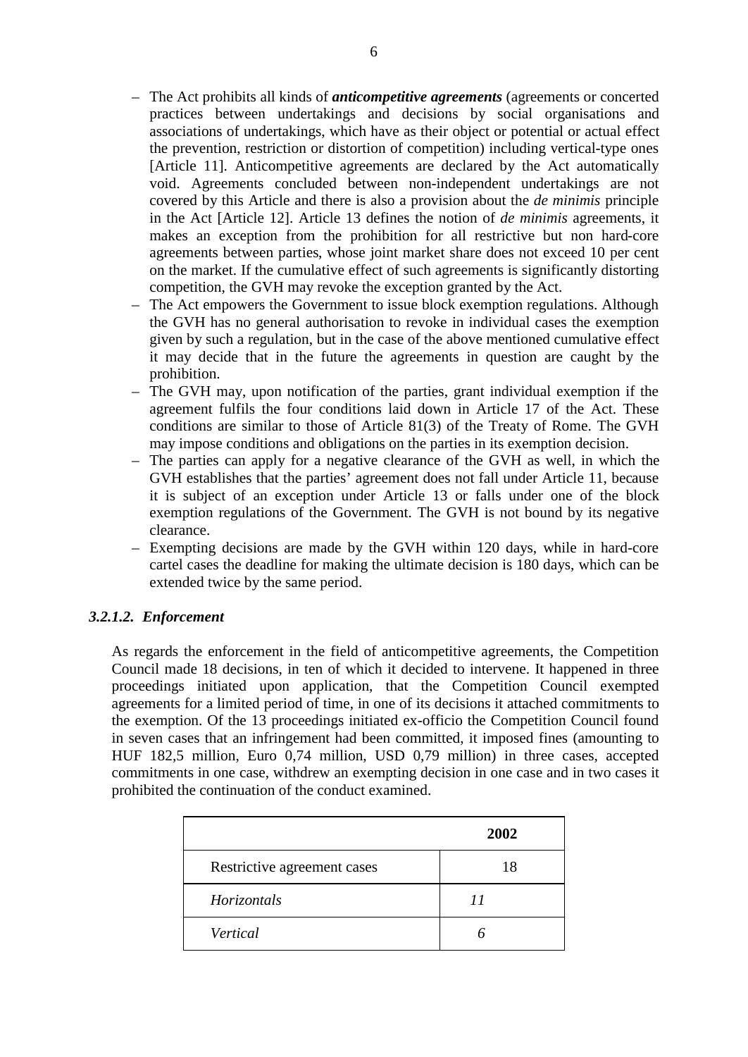- The Act prohibits all kinds of ***anticompetitive agreements*** (agreements or concerted practices between undertakings and decisions by social organisations and associations of undertakings, which have as their object or potential or actual effect the prevention, restriction or distortion of competition) including vertical-type ones [Article 11]. Anticompetitive agreements are declared by the Act automatically void. Agreements concluded between non-independent undertakings are not covered by this Article and there is also a provision about the *de minimis* principle in the Act [Article 12]. Article 13 defines the notion of *de minimis* agreements, it makes an exception from the prohibition for all restrictive but non hard-core agreements between parties, whose joint market share does not exceed 10 per cent on the market. If the cumulative effect of such agreements is significantly distorting competition, the GVH may revoke the exception granted by the Act.
- The Act empowers the Government to issue block exemption regulations. Although the GVH has no general authorisation to revoke in individual cases the exemption given by such a regulation, but in the case of the above mentioned cumulative effect it may decide that in the future the agreements in question are caught by the prohibition.
- The GVH may, upon notification of the parties, grant individual exemption if the agreement fulfils the four conditions laid down in Article 17 of the Act. These conditions are similar to those of Article 81(3) of the Treaty of Rome. The GVH may impose conditions and obligations on the parties in its exemption decision.
- The parties can apply for a negative clearance of the GVH as well, in which the GVH establishes that the parties' agreement does not fall under Article 11, because it is subject of an exception under Article 13 or falls under one of the block exemption regulations of the Government. The GVH is not bound by its negative clearance.
- Exempting decisions are made by the GVH within 120 days, while in hard-core cartel cases the deadline for making the ultimate decision is 180 days, which can be extended twice by the same period.

### *3.2.1.2. Enforcement*

As regards the enforcement in the field of anticompetitive agreements, the Competition Council made 18 decisions, in ten of which it decided to intervene. It happened in three proceedings initiated upon application, that the Competition Council exempted agreements for a limited period of time, in one of its decisions it attached commitments to the exemption. Of the 13 proceedings initiated ex-officio the Competition Council found in seven cases that an infringement had been committed, it imposed fines (amounting to HUF 182,5 million, Euro 0,74 million, USD 0,79 million) in three cases, accepted commitments in one case, withdrew an exempting decision in one case and in two cases it prohibited the continuation of the conduct examined.

| | **2002** |
|---|---|
| Restrictive agreement cases | 18 |
| *Horizontals* | *11* |
| *Vertical* | *6* |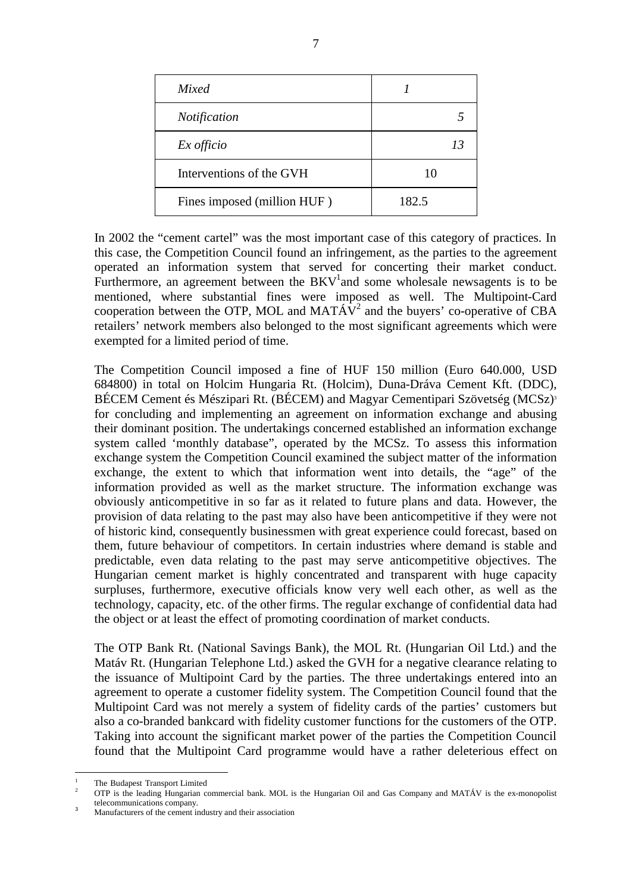| | |
|---|---|
| *Mixed* | *1* |
| *Notification* | *5* |
| *Ex officio* | *13* |
| Interventions of the GVH | 10 |
| Fines imposed (million HUF ) | 182.5 |

In 2002 the "cement cartel" was the most important case of this category of practices. In this case, the Competition Council found an infringement, as the parties to the agreement operated an information system that served for concerting their market conduct. Furthermore, an agreement between the BKV[1]and some wholesale newsagents is to be mentioned, where substantial fines were imposed as well. The Multipoint-Card cooperation between the OTP, MOL and MATÁV[2] and the buyers' co-operative of CBA retailers' network members also belonged to the most significant agreements which were exempted for a limited period of time.

The Competition Council imposed a fine of HUF 150 million (Euro 640.000, USD 684800) in total on Holcim Hungaria Rt. (Holcim), Duna-Dráva Cement Kft. (DDC), BÉCEM Cement és Mészipari Rt. (BÉCEM) and Magyar Cementipari Szövetség (MCSz)[3] for concluding and implementing an agreement on information exchange and abusing their dominant position. The undertakings concerned established an information exchange system called 'monthly database", operated by the MCSz. To assess this information exchange system the Competition Council examined the subject matter of the information exchange, the extent to which that information went into details, the "age" of the information provided as well as the market structure. The information exchange was obviously anticompetitive in so far as it related to future plans and data. However, the provision of data relating to the past may also have been anticompetitive if they were not of historic kind, consequently businessmen with great experience could forecast, based on them, future behaviour of competitors. In certain industries where demand is stable and predictable, even data relating to the past may serve anticompetitive objectives. The Hungarian cement market is highly concentrated and transparent with huge capacity surpluses, furthermore, executive officials know very well each other, as well as the technology, capacity, etc. of the other firms. The regular exchange of confidential data had the object or at least the effect of promoting coordination of market conducts.

The OTP Bank Rt. (National Savings Bank), the MOL Rt. (Hungarian Oil Ltd.) and the Matáv Rt. (Hungarian Telephone Ltd.) asked the GVH for a negative clearance relating to the issuance of Multipoint Card by the parties. The three undertakings entered into an agreement to operate a customer fidelity system. The Competition Council found that the Multipoint Card was not merely a system of fidelity cards of the parties' customers but also a co-branded bankcard with fidelity customer functions for the customers of the OTP. Taking into account the significant market power of the parties the Competition Council found that the Multipoint Card programme would have a rather deleterious effect on

[1] The Budapest Transport Limited

[2] OTP is the leading Hungarian commercial bank. MOL is the Hungarian Oil and Gas Company and MATÁV is the ex-monopolist telecommunications company.

[3] Manufacturers of the cement industry and their association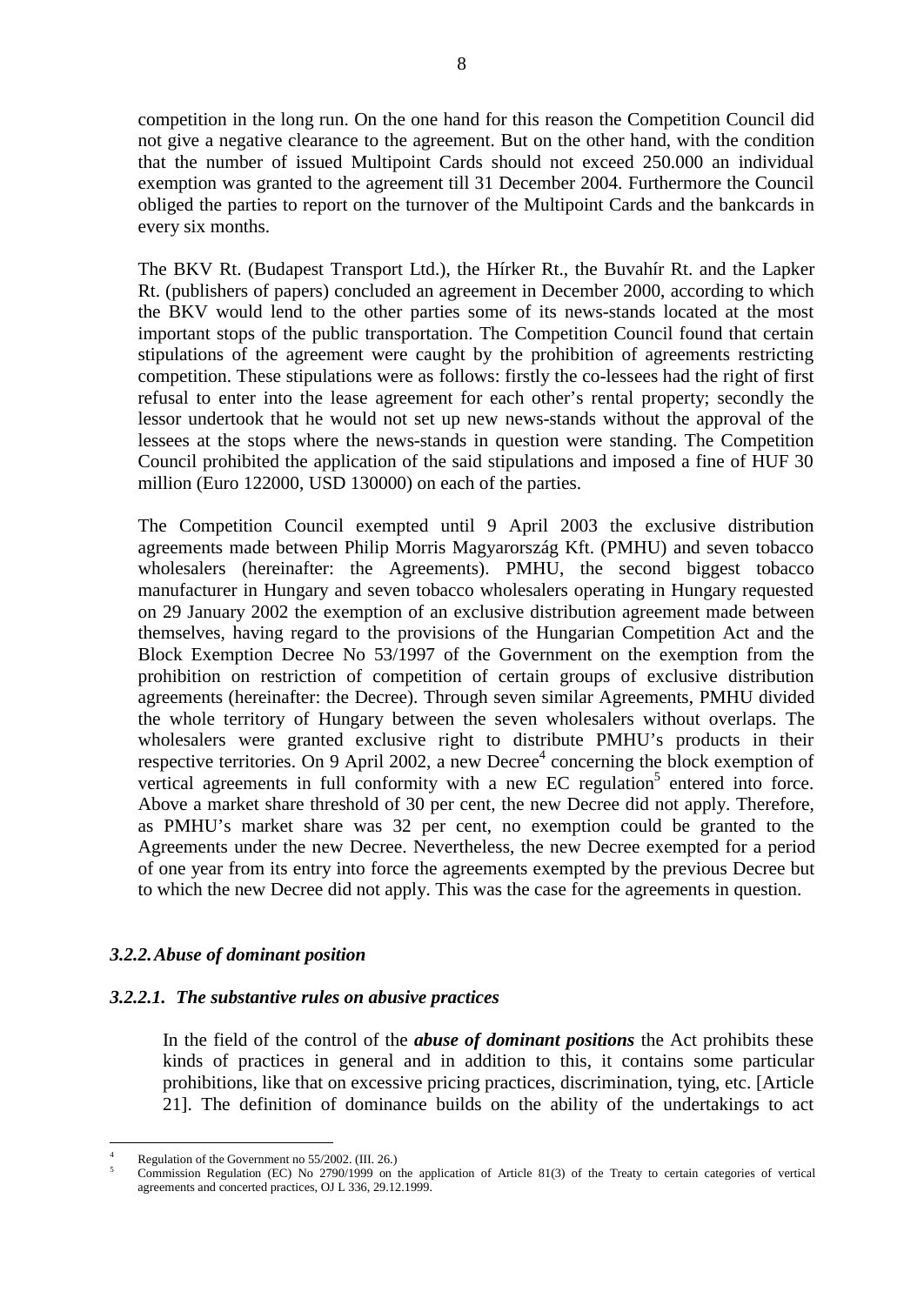competition in the long run. On the one hand for this reason the Competition Council did not give a negative clearance to the agreement. But on the other hand, with the condition that the number of issued Multipoint Cards should not exceed 250.000 an individual exemption was granted to the agreement till 31 December 2004. Furthermore the Council obliged the parties to report on the turnover of the Multipoint Cards and the bankcards in every six months.

The BKV Rt. (Budapest Transport Ltd.), the Hírker Rt., the Buvahír Rt. and the Lapker Rt. (publishers of papers) concluded an agreement in December 2000, according to which the BKV would lend to the other parties some of its news-stands located at the most important stops of the public transportation. The Competition Council found that certain stipulations of the agreement were caught by the prohibition of agreements restricting competition. These stipulations were as follows: firstly the co-lessees had the right of first refusal to enter into the lease agreement for each other's rental property; secondly the lessor undertook that he would not set up new news-stands without the approval of the lessees at the stops where the news-stands in question were standing. The Competition Council prohibited the application of the said stipulations and imposed a fine of HUF 30 million (Euro 122000, USD 130000) on each of the parties.

The Competition Council exempted until 9 April 2003 the exclusive distribution agreements made between Philip Morris Magyarország Kft. (PMHU) and seven tobacco wholesalers (hereinafter: the Agreements). PMHU, the second biggest tobacco manufacturer in Hungary and seven tobacco wholesalers operating in Hungary requested on 29 January 2002 the exemption of an exclusive distribution agreement made between themselves, having regard to the provisions of the Hungarian Competition Act and the Block Exemption Decree No 53/1997 of the Government on the exemption from the prohibition on restriction of competition of certain groups of exclusive distribution agreements (hereinafter: the Decree). Through seven similar Agreements, PMHU divided the whole territory of Hungary between the seven wholesalers without overlaps. The wholesalers were granted exclusive right to distribute PMHU's products in their respective territories. On 9 April 2002, a new Decree[4] concerning the block exemption of vertical agreements in full conformity with a new EC regulation[5] entered into force. Above a market share threshold of 30 per cent, the new Decree did not apply. Therefore, as PMHU's market share was 32 per cent, no exemption could be granted to the Agreements under the new Decree. Nevertheless, the new Decree exempted for a period of one year from its entry into force the agreements exempted by the previous Decree but to which the new Decree did not apply. This was the case for the agreements in question.

### *3.2.2. Abuse of dominant position*

#### *3.2.2.1. The substantive rules on abusive practices*

In the field of the control of the ***abuse of dominant positions*** the Act prohibits these kinds of practices in general and in addition to this, it contains some particular prohibitions, like that on excessive pricing practices, discrimination, tying, etc. [Article 21]. The definition of dominance builds on the ability of the undertakings to act

---

[4] Regulation of the Government no 55/2002. (III. 26.)

[5] Commission Regulation (EC) No 2790/1999 on the application of Article 81(3) of the Treaty to certain categories of vertical agreements and concerted practices, OJ L 336, 29.12.1999.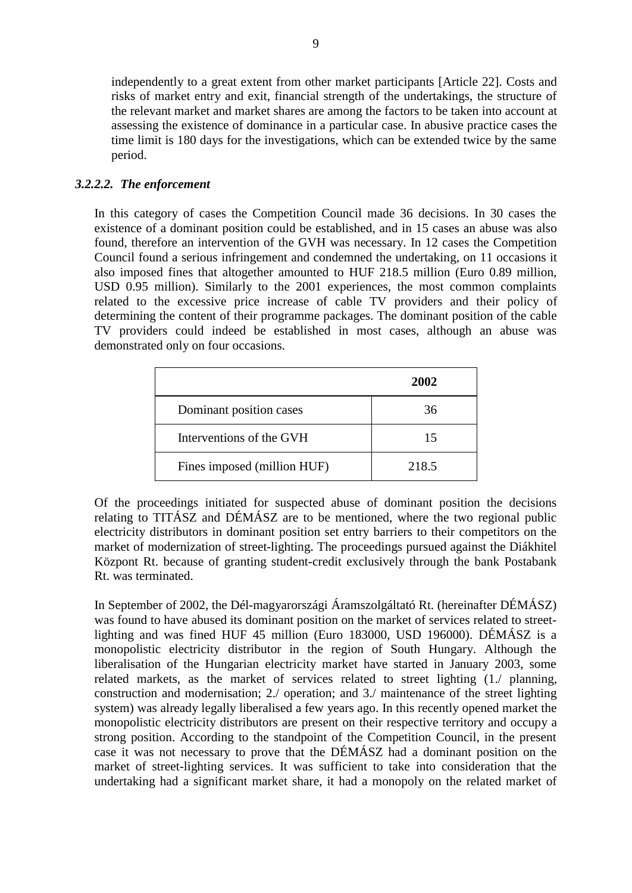independently to a great extent from other market participants [Article 22]. Costs and risks of market entry and exit, financial strength of the undertakings, the structure of the relevant market and market shares are among the factors to be taken into account at assessing the existence of dominance in a particular case. In abusive practice cases the time limit is 180 days for the investigations, which can be extended twice by the same period.

#### *3.2.2.2. The enforcement*

In this category of cases the Competition Council made 36 decisions. In 30 cases the existence of a dominant position could be established, and in 15 cases an abuse was also found, therefore an intervention of the GVH was necessary. In 12 cases the Competition Council found a serious infringement and condemned the undertaking, on 11 occasions it also imposed fines that altogether amounted to HUF 218.5 million (Euro 0.89 million, USD 0.95 million). Similarly to the 2001 experiences, the most common complaints related to the excessive price increase of cable TV providers and their policy of determining the content of their programme packages. The dominant position of the cable TV providers could indeed be established in most cases, although an abuse was demonstrated only on four occasions.

| | **2002** |
|---|---|
| Dominant position cases | 36 |
| Interventions of the GVH | 15 |
| Fines imposed (million HUF) | 218.5 |

Of the proceedings initiated for suspected abuse of dominant position the decisions relating to TITÁSZ and DÉMÁSZ are to be mentioned, where the two regional public electricity distributors in dominant position set entry barriers to their competitors on the market of modernization of street-lighting. The proceedings pursued against the Diákhitel Központ Rt. because of granting student-credit exclusively through the bank Postabank Rt. was terminated.

In September of 2002, the Dél-magyarországi Áramszolgáltató Rt. (hereinafter DÉMÁSZ) was found to have abused its dominant position on the market of services related to street-lighting and was fined HUF 45 million (Euro 183000, USD 196000). DÉMÁSZ is a monopolistic electricity distributor in the region of South Hungary. Although the liberalisation of the Hungarian electricity market have started in January 2003, some related markets, as the market of services related to street lighting (1./ planning, construction and modernisation; 2./ operation; and 3./ maintenance of the street lighting system) was already legally liberalised a few years ago. In this recently opened market the monopolistic electricity distributors are present on their respective territory and occupy a strong position. According to the standpoint of the Competition Council, in the present case it was not necessary to prove that the DÉMÁSZ had a dominant position on the market of street-lighting services. It was sufficient to take into consideration that the undertaking had a significant market share, it had a monopoly on the related market of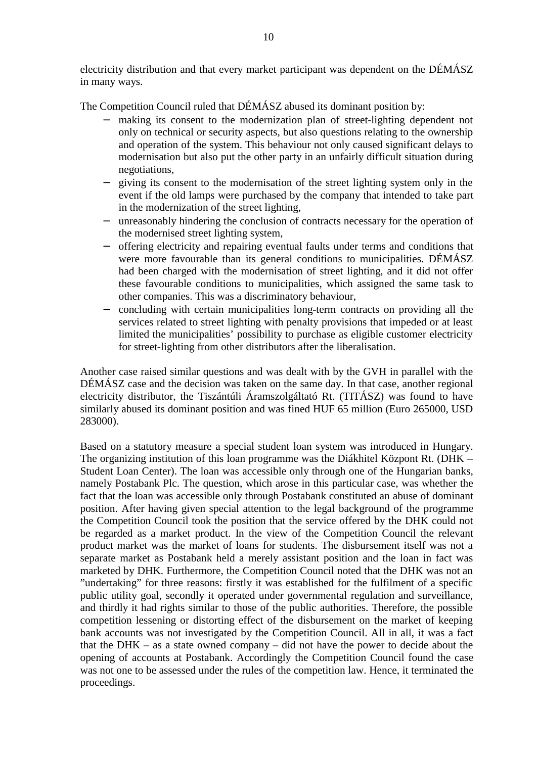electricity distribution and that every market participant was dependent on the DÉMÁSZ in many ways.

The Competition Council ruled that DÉMÁSZ abused its dominant position by:

- making its consent to the modernization plan of street-lighting dependent not only on technical or security aspects, but also questions relating to the ownership and operation of the system. This behaviour not only caused significant delays to modernisation but also put the other party in an unfairly difficult situation during negotiations,
- giving its consent to the modernisation of the street lighting system only in the event if the old lamps were purchased by the company that intended to take part in the modernization of the street lighting,
- unreasonably hindering the conclusion of contracts necessary for the operation of the modernised street lighting system,
- offering electricity and repairing eventual faults under terms and conditions that were more favourable than its general conditions to municipalities. DÉMÁSZ had been charged with the modernisation of street lighting, and it did not offer these favourable conditions to municipalities, which assigned the same task to other companies. This was a discriminatory behaviour,
- concluding with certain municipalities long-term contracts on providing all the services related to street lighting with penalty provisions that impeded or at least limited the municipalities' possibility to purchase as eligible customer electricity for street-lighting from other distributors after the liberalisation.

Another case raised similar questions and was dealt with by the GVH in parallel with the DÉMÁSZ case and the decision was taken on the same day. In that case, another regional electricity distributor, the Tiszántúli Áramszolgáltató Rt. (TITÁSZ) was found to have similarly abused its dominant position and was fined HUF 65 million (Euro 265000, USD 283000).

Based on a statutory measure a special student loan system was introduced in Hungary. The organizing institution of this loan programme was the Diákhitel Központ Rt. (DHK – Student Loan Center). The loan was accessible only through one of the Hungarian banks, namely Postabank Plc. The question, which arose in this particular case, was whether the fact that the loan was accessible only through Postabank constituted an abuse of dominant position. After having given special attention to the legal background of the programme the Competition Council took the position that the service offered by the DHK could not be regarded as a market product. In the view of the Competition Council the relevant product market was the market of loans for students. The disbursement itself was not a separate market as Postabank held a merely assistant position and the loan in fact was marketed by DHK. Furthermore, the Competition Council noted that the DHK was not an "undertaking" for three reasons: firstly it was established for the fulfilment of a specific public utility goal, secondly it operated under governmental regulation and surveillance, and thirdly it had rights similar to those of the public authorities. Therefore, the possible competition lessening or distorting effect of the disbursement on the market of keeping bank accounts was not investigated by the Competition Council. All in all, it was a fact that the DHK – as a state owned company – did not have the power to decide about the opening of accounts at Postabank. Accordingly the Competition Council found the case was not one to be assessed under the rules of the competition law. Hence, it terminated the proceedings.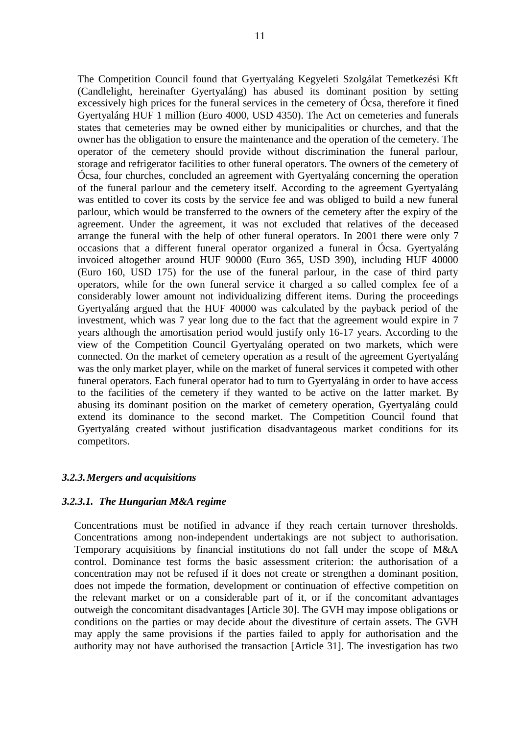The Competition Council found that Gyertyaláng Kegyeleti Szolgálat Temetkezési Kft (Candlelight, hereinafter Gyertyaláng) has abused its dominant position by setting excessively high prices for the funeral services in the cemetery of Ócsa, therefore it fined Gyertyaláng HUF 1 million (Euro 4000, USD 4350). The Act on cemeteries and funerals states that cemeteries may be owned either by municipalities or churches, and that the owner has the obligation to ensure the maintenance and the operation of the cemetery. The operator of the cemetery should provide without discrimination the funeral parlour, storage and refrigerator facilities to other funeral operators. The owners of the cemetery of Ócsa, four churches, concluded an agreement with Gyertyaláng concerning the operation of the funeral parlour and the cemetery itself. According to the agreement Gyertyaláng was entitled to cover its costs by the service fee and was obliged to build a new funeral parlour, which would be transferred to the owners of the cemetery after the expiry of the agreement. Under the agreement, it was not excluded that relatives of the deceased arrange the funeral with the help of other funeral operators. In 2001 there were only 7 occasions that a different funeral operator organized a funeral in Ócsa. Gyertyaláng invoiced altogether around HUF 90000 (Euro 365, USD 390), including HUF 40000 (Euro 160, USD 175) for the use of the funeral parlour, in the case of third party operators, while for the own funeral service it charged a so called complex fee of a considerably lower amount not individualizing different items. During the proceedings Gyertyaláng argued that the HUF 40000 was calculated by the payback period of the investment, which was 7 year long due to the fact that the agreement would expire in 7 years although the amortisation period would justify only 16-17 years. According to the view of the Competition Council Gyertyaláng operated on two markets, which were connected. On the market of cemetery operation as a result of the agreement Gyertyaláng was the only market player, while on the market of funeral services it competed with other funeral operators. Each funeral operator had to turn to Gyertyaláng in order to have access to the facilities of the cemetery if they wanted to be active on the latter market. By abusing its dominant position on the market of cemetery operation, Gyertyaláng could extend its dominance to the second market. The Competition Council found that Gyertyaláng created without justification disadvantageous market conditions for its competitors.

### *3.2.3. Mergers and acquisitions*

#### *3.2.3.1. The Hungarian M&A regime*

Concentrations must be notified in advance if they reach certain turnover thresholds. Concentrations among non-independent undertakings are not subject to authorisation. Temporary acquisitions by financial institutions do not fall under the scope of M&A control. Dominance test forms the basic assessment criterion: the authorisation of a concentration may not be refused if it does not create or strengthen a dominant position, does not impede the formation, development or continuation of effective competition on the relevant market or on a considerable part of it, or if the concomitant advantages outweigh the concomitant disadvantages [Article 30]. The GVH may impose obligations or conditions on the parties or may decide about the divestiture of certain assets. The GVH may apply the same provisions if the parties failed to apply for authorisation and the authority may not have authorised the transaction [Article 31]. The investigation has two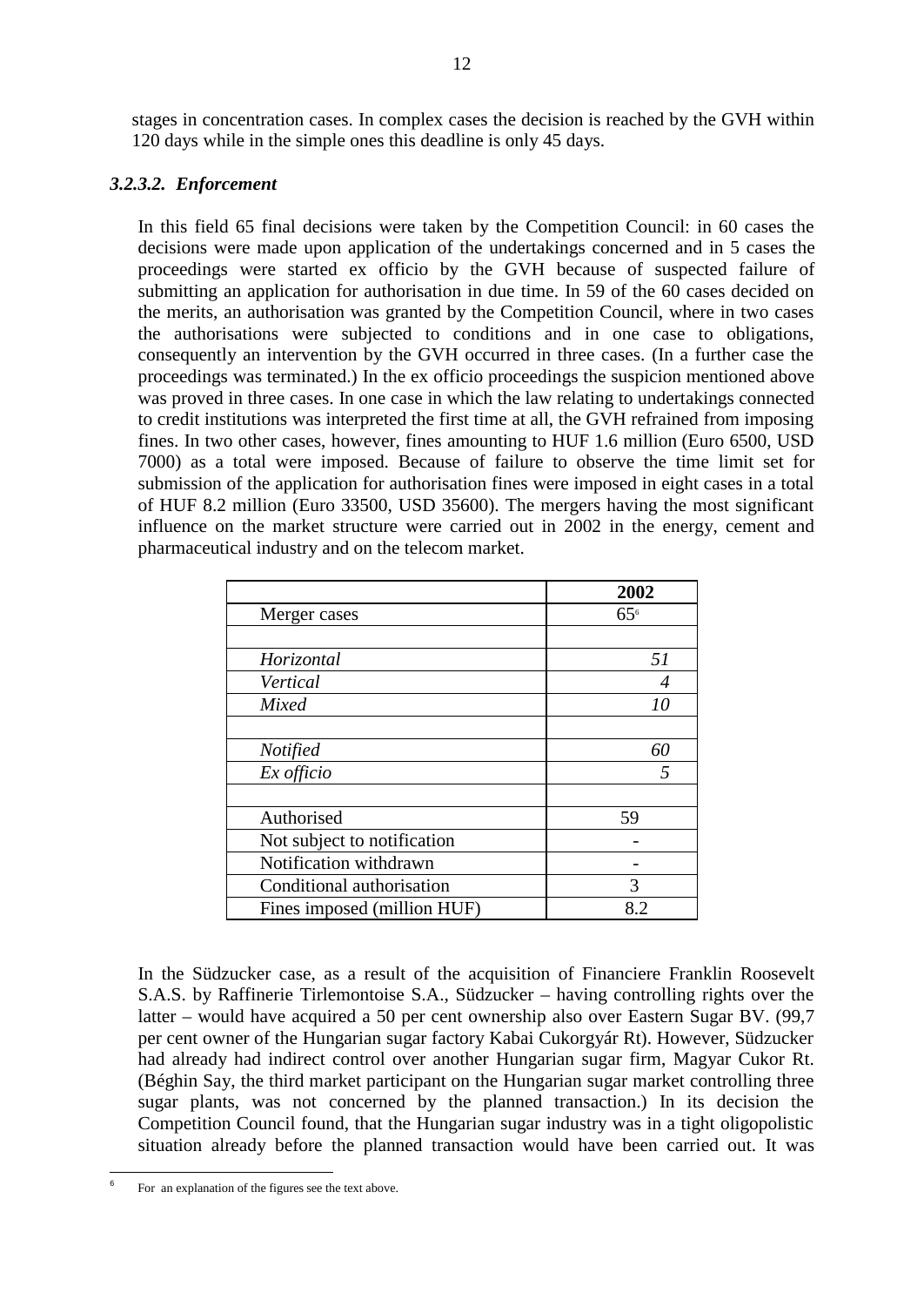stages in concentration cases. In complex cases the decision is reached by the GVH within 120 days while in the simple ones this deadline is only 45 days.

#### *3.2.3.2. Enforcement*

In this field 65 final decisions were taken by the Competition Council: in 60 cases the decisions were made upon application of the undertakings concerned and in 5 cases the proceedings were started ex officio by the GVH because of suspected failure of submitting an application for authorisation in due time. In 59 of the 60 cases decided on the merits, an authorisation was granted by the Competition Council, where in two cases the authorisations were subjected to conditions and in one case to obligations, consequently an intervention by the GVH occurred in three cases. (In a further case the proceedings was terminated.) In the ex officio proceedings the suspicion mentioned above was proved in three cases. In one case in which the law relating to undertakings connected to credit institutions was interpreted the first time at all, the GVH refrained from imposing fines. In two other cases, however, fines amounting to HUF 1.6 million (Euro 6500, USD 7000) as a total were imposed. Because of failure to observe the time limit set for submission of the application for authorisation fines were imposed in eight cases in a total of HUF 8.2 million (Euro 33500, USD 35600). The mergers having the most significant influence on the market structure were carried out in 2002 in the energy, cement and pharmaceutical industry and on the telecom market.

| | 2002 |
|---|---|
| Merger cases | 65[6] |
| | |
| *Horizontal* | *51* |
| *Vertical* | *4* |
| *Mixed* | *10* |
| | |
| *Notified* | *60* |
| *Ex officio* | *5* |
| | |
| Authorised | 59 |
| Not subject to notification | - |
| Notification withdrawn | - |
| Conditional authorisation | 3 |
| Fines imposed (million HUF) | 8.2 |

In the Südzucker case, as a result of the acquisition of Financiere Franklin Roosevelt S.A.S. by Raffinerie Tirlemontoise S.A., Südzucker – having controlling rights over the latter – would have acquired a 50 per cent ownership also over Eastern Sugar BV. (99,7 per cent owner of the Hungarian sugar factory Kabai Cukorgyár Rt). However, Südzucker had already had indirect control over another Hungarian sugar firm, Magyar Cukor Rt. (Béghin Say, the third market participant on the Hungarian sugar market controlling three sugar plants, was not concerned by the planned transaction.) In its decision the Competition Council found, that the Hungarian sugar industry was in a tight oligopolistic situation already before the planned transaction would have been carried out. It was

[6] For an explanation of the figures see the text above.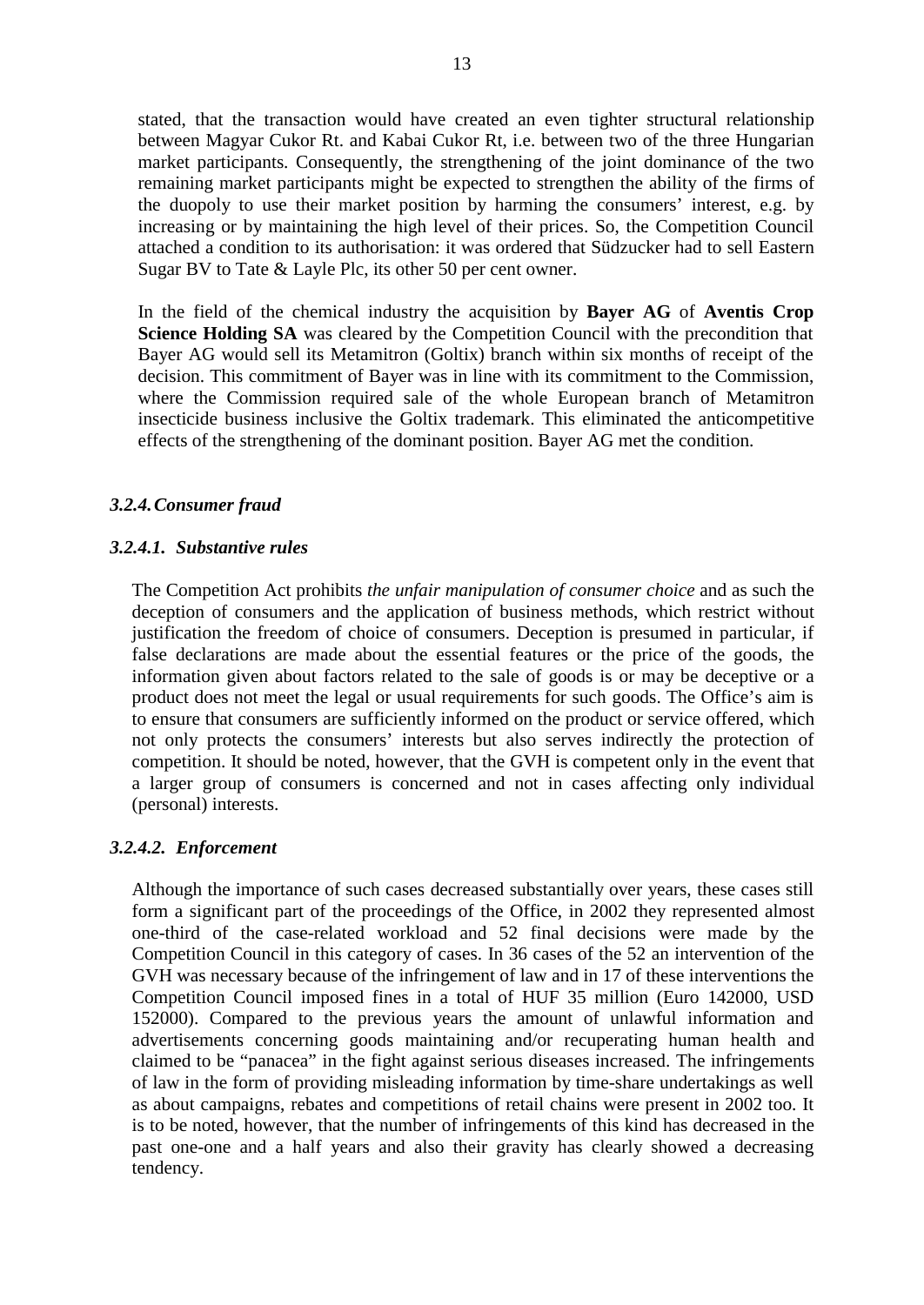stated, that the transaction would have created an even tighter structural relationship between Magyar Cukor Rt. and Kabai Cukor Rt, i.e. between two of the three Hungarian market participants. Consequently, the strengthening of the joint dominance of the two remaining market participants might be expected to strengthen the ability of the firms of the duopoly to use their market position by harming the consumers' interest, e.g. by increasing or by maintaining the high level of their prices. So, the Competition Council attached a condition to its authorisation: it was ordered that Südzucker had to sell Eastern Sugar BV to Tate & Layle Plc, its other 50 per cent owner.

In the field of the chemical industry the acquisition by **Bayer AG** of **Aventis Crop Science Holding SA** was cleared by the Competition Council with the precondition that Bayer AG would sell its Metamitron (Goltix) branch within six months of receipt of the decision. This commitment of Bayer was in line with its commitment to the Commission, where the Commission required sale of the whole European branch of Metamitron insecticide business inclusive the Goltix trademark. This eliminated the anticompetitive effects of the strengthening of the dominant position. Bayer AG met the condition.

### *3.2.4. Consumer fraud*

#### *3.2.4.1. Substantive rules*

The Competition Act prohibits *the unfair manipulation of consumer choice* and as such the deception of consumers and the application of business methods, which restrict without justification the freedom of choice of consumers. Deception is presumed in particular, if false declarations are made about the essential features or the price of the goods, the information given about factors related to the sale of goods is or may be deceptive or a product does not meet the legal or usual requirements for such goods. The Office's aim is to ensure that consumers are sufficiently informed on the product or service offered, which not only protects the consumers' interests but also serves indirectly the protection of competition. It should be noted, however, that the GVH is competent only in the event that a larger group of consumers is concerned and not in cases affecting only individual (personal) interests.

#### *3.2.4.2. Enforcement*

Although the importance of such cases decreased substantially over years, these cases still form a significant part of the proceedings of the Office, in 2002 they represented almost one-third of the case-related workload and 52 final decisions were made by the Competition Council in this category of cases. In 36 cases of the 52 an intervention of the GVH was necessary because of the infringement of law and in 17 of these interventions the Competition Council imposed fines in a total of HUF 35 million (Euro 142000, USD 152000). Compared to the previous years the amount of unlawful information and advertisements concerning goods maintaining and/or recuperating human health and claimed to be "panacea" in the fight against serious diseases increased. The infringements of law in the form of providing misleading information by time-share undertakings as well as about campaigns, rebates and competitions of retail chains were present in 2002 too. It is to be noted, however, that the number of infringements of this kind has decreased in the past one-one and a half years and also their gravity has clearly showed a decreasing tendency.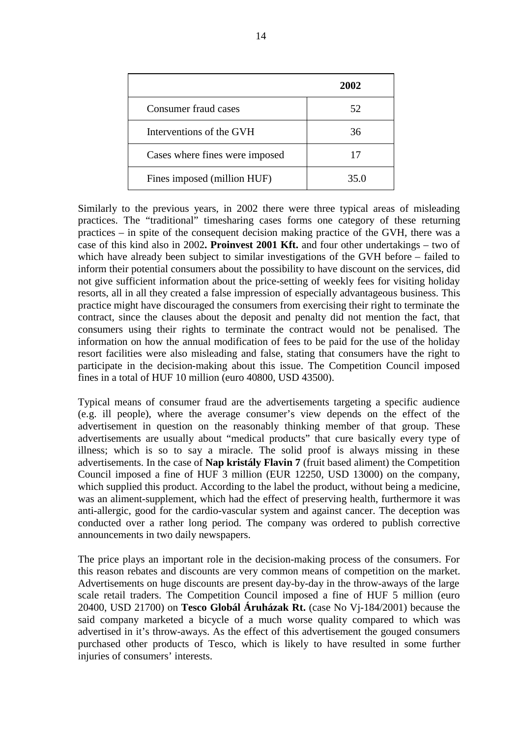| | 2002 |
|---|---|
| Consumer fraud cases | 52 |
| Interventions of the GVH | 36 |
| Cases where fines were imposed | 17 |
| Fines imposed (million HUF) | 35.0 |

Similarly to the previous years, in 2002 there were three typical areas of misleading practices. The "traditional" timesharing cases forms one category of these returning practices – in spite of the consequent decision making practice of the GVH, there was a case of this kind also in 2002**. Proinvest 2001 Kft.** and four other undertakings – two of which have already been subject to similar investigations of the GVH before – failed to inform their potential consumers about the possibility to have discount on the services, did not give sufficient information about the price-setting of weekly fees for visiting holiday resorts, all in all they created a false impression of especially advantageous business. This practice might have discouraged the consumers from exercising their right to terminate the contract, since the clauses about the deposit and penalty did not mention the fact, that consumers using their rights to terminate the contract would not be penalised. The information on how the annual modification of fees to be paid for the use of the holiday resort facilities were also misleading and false, stating that consumers have the right to participate in the decision-making about this issue. The Competition Council imposed fines in a total of HUF 10 million (euro 40800, USD 43500).

Typical means of consumer fraud are the advertisements targeting a specific audience (e.g. ill people), where the average consumer's view depends on the effect of the advertisement in question on the reasonably thinking member of that group. These advertisements are usually about "medical products" that cure basically every type of illness; which is so to say a miracle. The solid proof is always missing in these advertisements. In the case of **Nap kristály Flavin 7** (fruit based aliment) the Competition Council imposed a fine of HUF 3 million (EUR 12250, USD 13000) on the company, which supplied this product. According to the label the product, without being a medicine, was an aliment-supplement, which had the effect of preserving health, furthermore it was anti-allergic, good for the cardio-vascular system and against cancer. The deception was conducted over a rather long period. The company was ordered to publish corrective announcements in two daily newspapers.

The price plays an important role in the decision-making process of the consumers. For this reason rebates and discounts are very common means of competition on the market. Advertisements on huge discounts are present day-by-day in the throw-aways of the large scale retail traders. The Competition Council imposed a fine of HUF 5 million (euro 20400, USD 21700) on **Tesco Globál Áruházak Rt.** (case No Vj-184/2001) because the said company marketed a bicycle of a much worse quality compared to which was advertised in it's throw-aways. As the effect of this advertisement the gouged consumers purchased other products of Tesco, which is likely to have resulted in some further injuries of consumers' interests.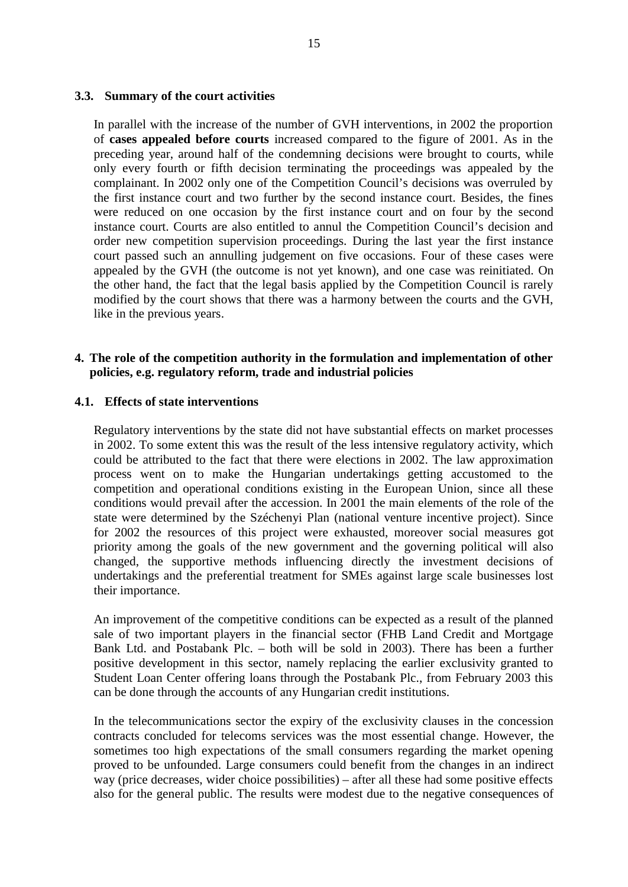### 3.3. Summary of the court activities

In parallel with the increase of the number of GVH interventions, in 2002 the proportion of **cases appealed before courts** increased compared to the figure of 2001. As in the preceding year, around half of the condemning decisions were brought to courts, while only every fourth or fifth decision terminating the proceedings was appealed by the complainant. In 2002 only one of the Competition Council's decisions was overruled by the first instance court and two further by the second instance court. Besides, the fines were reduced on one occasion by the first instance court and on four by the second instance court. Courts are also entitled to annul the Competition Council's decision and order new competition supervision proceedings. During the last year the first instance court passed such an annulling judgement on five occasions. Four of these cases were appealed by the GVH (the outcome is not yet known), and one case was reinitiated. On the other hand, the fact that the legal basis applied by the Competition Council is rarely modified by the court shows that there was a harmony between the courts and the GVH, like in the previous years.

## 4. The role of the competition authority in the formulation and implementation of other policies, e.g. regulatory reform, trade and industrial policies

### 4.1. Effects of state interventions

Regulatory interventions by the state did not have substantial effects on market processes in 2002. To some extent this was the result of the less intensive regulatory activity, which could be attributed to the fact that there were elections in 2002. The law approximation process went on to make the Hungarian undertakings getting accustomed to the competition and operational conditions existing in the European Union, since all these conditions would prevail after the accession. In 2001 the main elements of the role of the state were determined by the Széchenyi Plan (national venture incentive project). Since for 2002 the resources of this project were exhausted, moreover social measures got priority among the goals of the new government and the governing political will also changed, the supportive methods influencing directly the investment decisions of undertakings and the preferential treatment for SMEs against large scale businesses lost their importance.

An improvement of the competitive conditions can be expected as a result of the planned sale of two important players in the financial sector (FHB Land Credit and Mortgage Bank Ltd. and Postabank Plc. – both will be sold in 2003). There has been a further positive development in this sector, namely replacing the earlier exclusivity granted to Student Loan Center offering loans through the Postabank Plc., from February 2003 this can be done through the accounts of any Hungarian credit institutions.

In the telecommunications sector the expiry of the exclusivity clauses in the concession contracts concluded for telecoms services was the most essential change. However, the sometimes too high expectations of the small consumers regarding the market opening proved to be unfounded. Large consumers could benefit from the changes in an indirect way (price decreases, wider choice possibilities) – after all these had some positive effects also for the general public. The results were modest due to the negative consequences of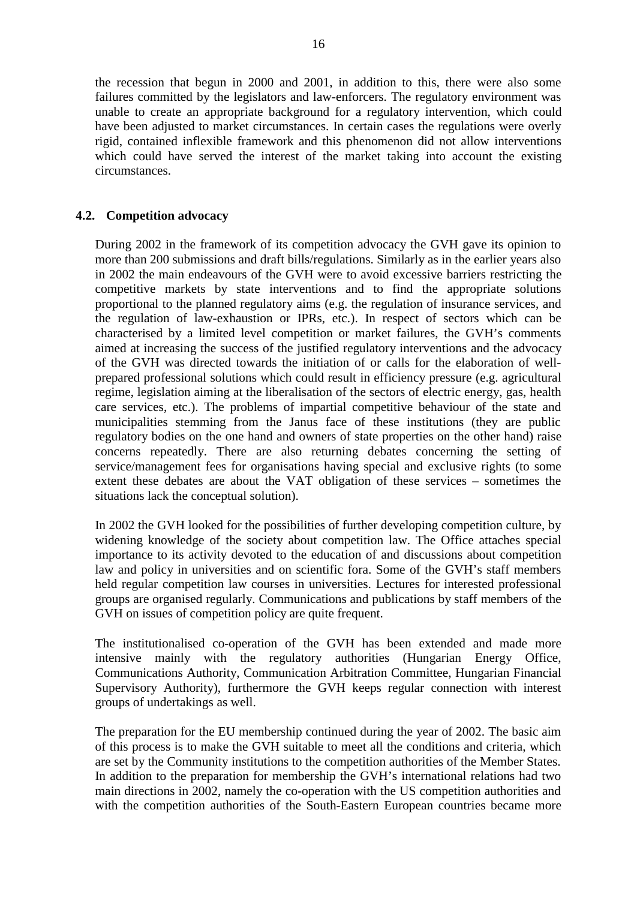the recession that begun in 2000 and 2001, in addition to this, there were also some failures committed by the legislators and law-enforcers. The regulatory environment was unable to create an appropriate background for a regulatory intervention, which could have been adjusted to market circumstances. In certain cases the regulations were overly rigid, contained inflexible framework and this phenomenon did not allow interventions which could have served the interest of the market taking into account the existing circumstances.

## 4.2. Competition advocacy

During 2002 in the framework of its competition advocacy the GVH gave its opinion to more than 200 submissions and draft bills/regulations. Similarly as in the earlier years also in 2002 the main endeavours of the GVH were to avoid excessive barriers restricting the competitive markets by state interventions and to find the appropriate solutions proportional to the planned regulatory aims (e.g. the regulation of insurance services, and the regulation of law-exhaustion or IPRs, etc.). In respect of sectors which can be characterised by a limited level competition or market failures, the GVH's comments aimed at increasing the success of the justified regulatory interventions and the advocacy of the GVH was directed towards the initiation of or calls for the elaboration of well-prepared professional solutions which could result in efficiency pressure (e.g. agricultural regime, legislation aiming at the liberalisation of the sectors of electric energy, gas, health care services, etc.). The problems of impartial competitive behaviour of the state and municipalities stemming from the Janus face of these institutions (they are public regulatory bodies on the one hand and owners of state properties on the other hand) raise concerns repeatedly. There are also returning debates concerning the setting of service/management fees for organisations having special and exclusive rights (to some extent these debates are about the VAT obligation of these services – sometimes the situations lack the conceptual solution).

In 2002 the GVH looked for the possibilities of further developing competition culture, by widening knowledge of the society about competition law. The Office attaches special importance to its activity devoted to the education of and discussions about competition law and policy in universities and on scientific fora. Some of the GVH's staff members held regular competition law courses in universities. Lectures for interested professional groups are organised regularly. Communications and publications by staff members of the GVH on issues of competition policy are quite frequent.

The institutionalised co-operation of the GVH has been extended and made more intensive mainly with the regulatory authorities (Hungarian Energy Office, Communications Authority, Communication Arbitration Committee, Hungarian Financial Supervisory Authority), furthermore the GVH keeps regular connection with interest groups of undertakings as well.

The preparation for the EU membership continued during the year of 2002. The basic aim of this process is to make the GVH suitable to meet all the conditions and criteria, which are set by the Community institutions to the competition authorities of the Member States. In addition to the preparation for membership the GVH's international relations had two main directions in 2002, namely the co-operation with the US competition authorities and with the competition authorities of the South-Eastern European countries became more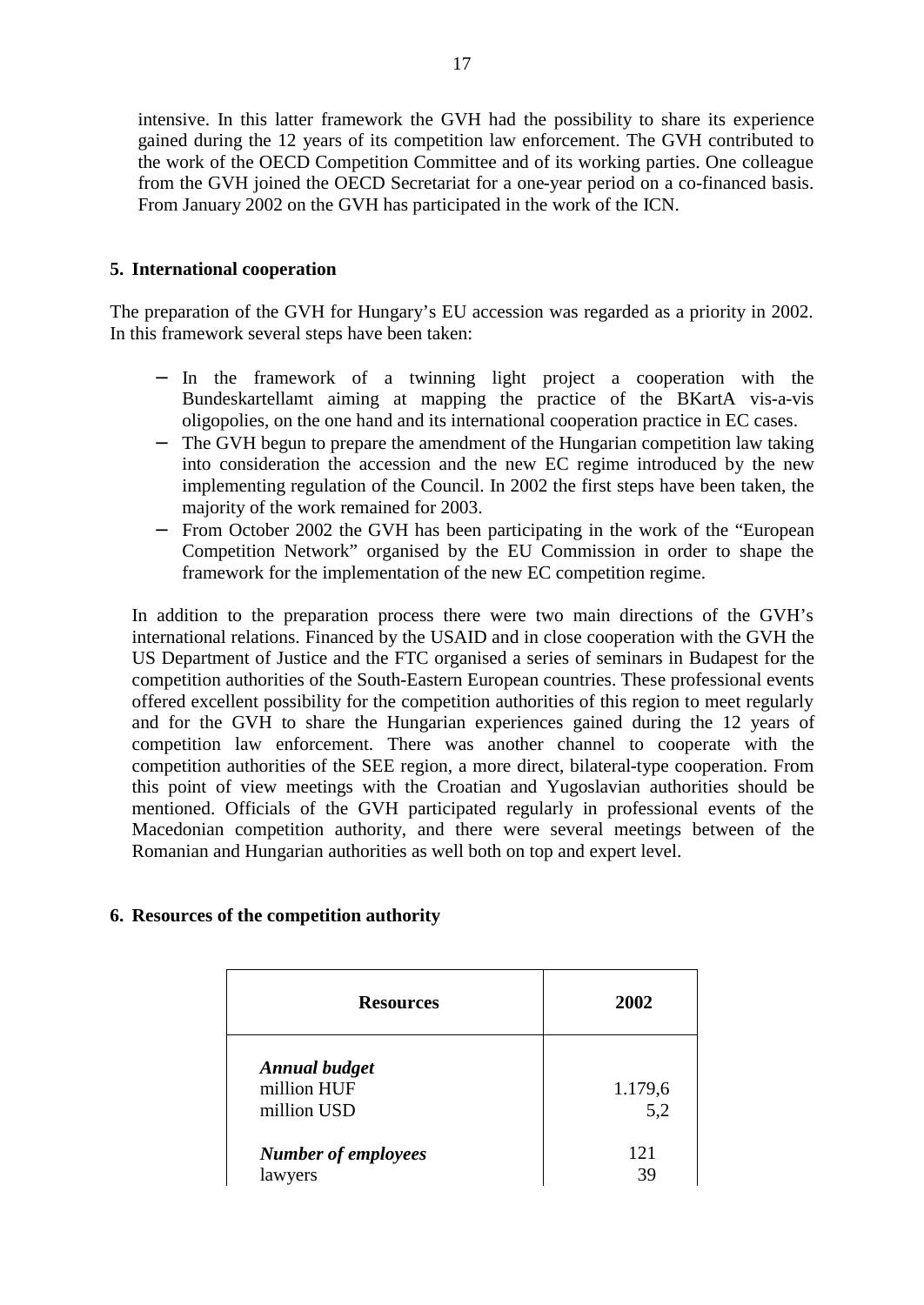intensive. In this latter framework the GVH had the possibility to share its experience gained during the 12 years of its competition law enforcement. The GVH contributed to the work of the OECD Competition Committee and of its working parties. One colleague from the GVH joined the OECD Secretariat for a one-year period on a co-financed basis. From January 2002 on the GVH has participated in the work of the ICN.

## 5. International cooperation

The preparation of the GVH for Hungary's EU accession was regarded as a priority in 2002. In this framework several steps have been taken:

- In the framework of a twinning light project a cooperation with the Bundeskartellamt aiming at mapping the practice of the BKartA vis-a-vis oligopolies, on the one hand and its international cooperation practice in EC cases.
- The GVH begun to prepare the amendment of the Hungarian competition law taking into consideration the accession and the new EC regime introduced by the new implementing regulation of the Council. In 2002 the first steps have been taken, the majority of the work remained for 2003.
- From October 2002 the GVH has been participating in the work of the "European Competition Network" organised by the EU Commission in order to shape the framework for the implementation of the new EC competition regime.

In addition to the preparation process there were two main directions of the GVH's international relations. Financed by the USAID and in close cooperation with the GVH the US Department of Justice and the FTC organised a series of seminars in Budapest for the competition authorities of the South-Eastern European countries. These professional events offered excellent possibility for the competition authorities of this region to meet regularly and for the GVH to share the Hungarian experiences gained during the 12 years of competition law enforcement. There was another channel to cooperate with the competition authorities of the SEE region, a more direct, bilateral-type cooperation. From this point of view meetings with the Croatian and Yugoslavian authorities should be mentioned. Officials of the GVH participated regularly in professional events of the Macedonian competition authority, and there were several meetings between of the Romanian and Hungarian authorities as well both on top and expert level.

## 6. Resources of the competition authority

| Resources | 2002 |
|---|---|
| ***Annual budget*** | |
| million HUF | 1.179,6 |
| million USD | 5,2 |
| ***Number of employees*** | 121 |
| lawyers | 39 |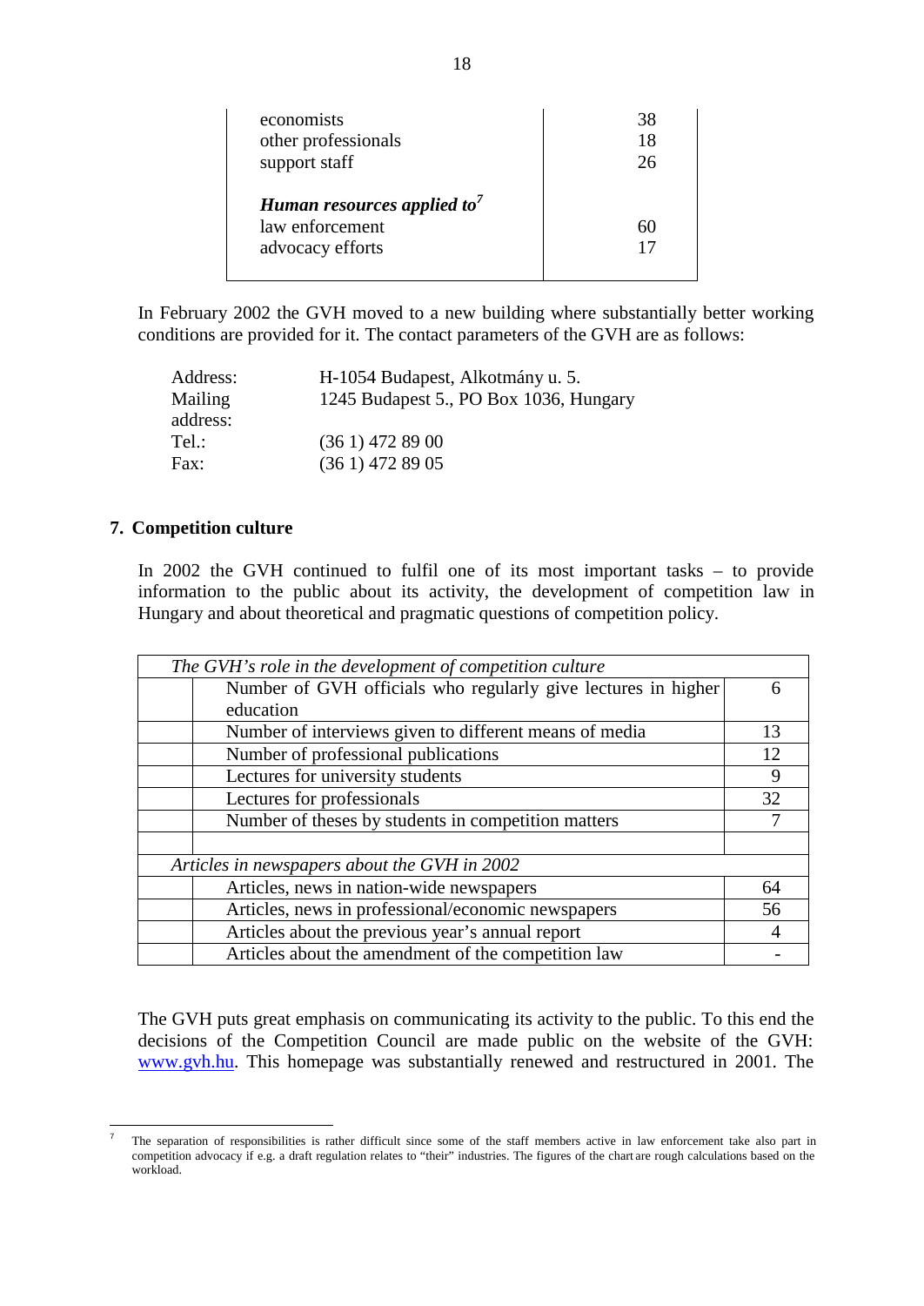| | |
|---|---|
| economists | 38 |
| other professionals | 18 |
| support staff | 26 |
| ***Human resources applied to***[7] | |
| law enforcement | 60 |
| advocacy efforts | 17 |

In February 2002 the GVH moved to a new building where substantially better working conditions are provided for it. The contact parameters of the GVH are as follows:

| | |
|---|---|
| Address: | H-1054 Budapest, Alkotmány u. 5. |
| Mailing address: | 1245 Budapest 5., PO Box 1036, Hungary |
| Tel.: | (36 1) 472 89 00 |
| Fax: | (36 1) 472 89 05 |

## 7. Competition culture

In 2002 the GVH continued to fulfil one of its most important tasks – to provide information to the public about its activity, the development of competition law in Hungary and about theoretical and pragmatic questions of competition policy.

| *The GVH's role in the development of competition culture* | | |
|---|---|---|
| | Number of GVH officials who regularly give lectures in higher education | 6 |
| | Number of interviews given to different means of media | 13 |
| | Number of professional publications | 12 |
| | Lectures for university students | 9 |
| | Lectures for professionals | 32 |
| | Number of theses by students in competition matters | 7 |
| | | |
| *Articles in newspapers about the GVH in 2002* | | |
| | Articles, news in nation-wide newspapers | 64 |
| | Articles, news in professional/economic newspapers | 56 |
| | Articles about the previous year's annual report | 4 |
| | Articles about the amendment of the competition law | - |

The GVH puts great emphasis on communicating its activity to the public. To this end the decisions of the Competition Council are made public on the website of the GVH: www.gvh.hu. This homepage was substantially renewed and restructured in 2001. The

[7] The separation of responsibilities is rather difficult since some of the staff members active in law enforcement take also part in competition advocacy if e.g. a draft regulation relates to "their" industries. The figures of the chart are rough calculations based on the workload.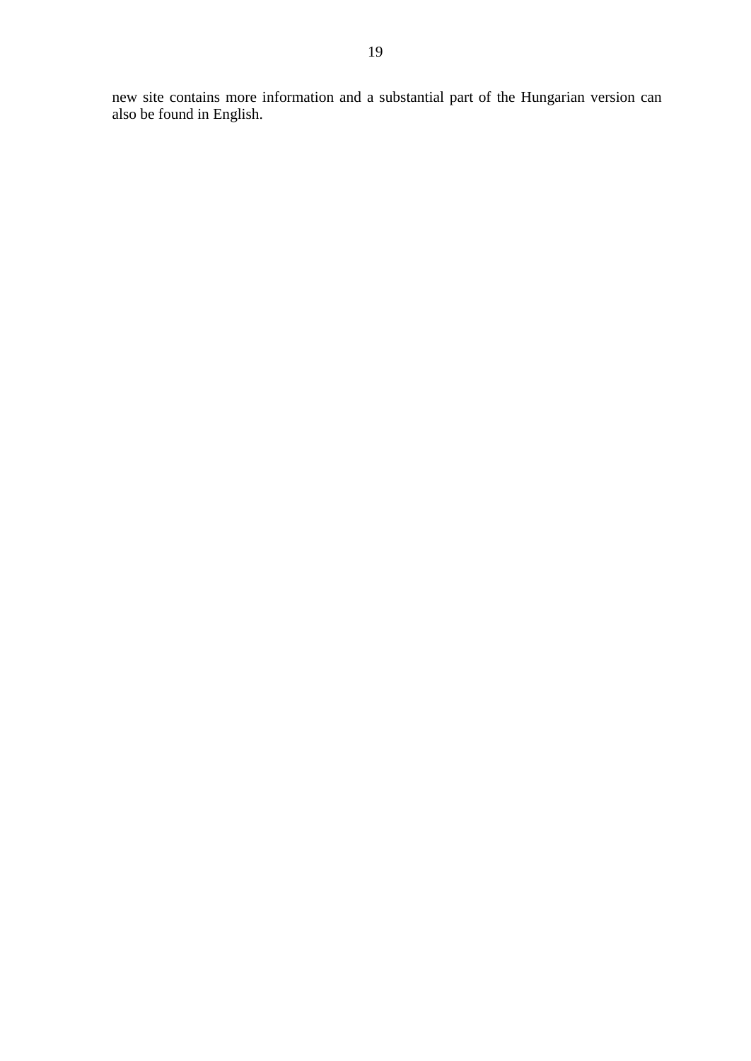new site contains more information and a substantial part of the Hungarian version can also be found in English.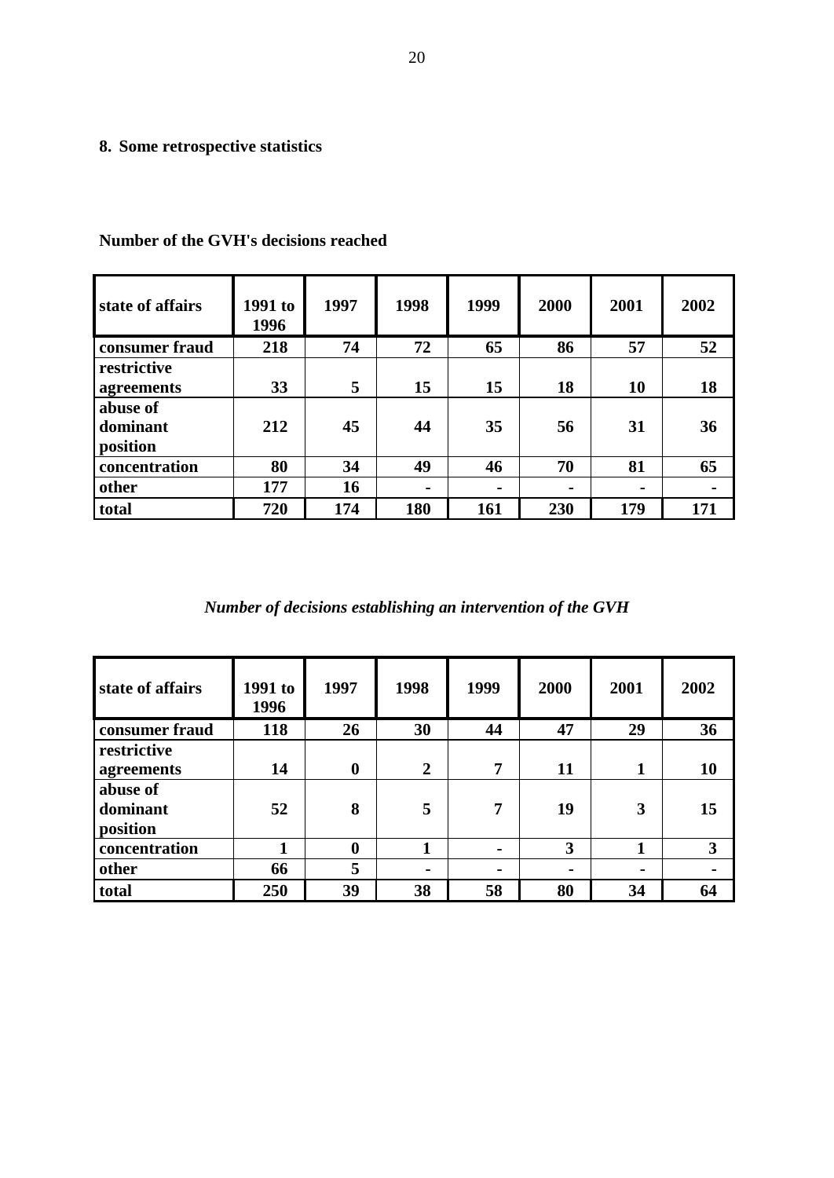## 8. Some retrospective statistics

**Number of the GVH's decisions reached**

| state of affairs | 1991 to 1996 | 1997 | 1998 | 1999 | 2000 | 2001 | 2002 |
|---|---|---|---|---|---|---|---|
| consumer fraud | 218 | 74 | 72 | 65 | 86 | 57 | 52 |
| restrictive agreements | 33 | 5 | 15 | 15 | 18 | 10 | 18 |
| abuse of dominant position | 212 | 45 | 44 | 35 | 56 | 31 | 36 |
| concentration | 80 | 34 | 49 | 46 | 70 | 81 | 65 |
| other | 177 | 16 | - | - | - | - | - |
| total | 720 | 174 | 180 | 161 | 230 | 179 | 171 |

***Number of decisions establishing an intervention of the GVH***

| state of affairs | 1991 to 1996 | 1997 | 1998 | 1999 | 2000 | 2001 | 2002 |
|---|---|---|---|---|---|---|---|
| consumer fraud | 118 | 26 | 30 | 44 | 47 | 29 | 36 |
| restrictive agreements | 14 | 0 | 2 | 7 | 11 | 1 | 10 |
| abuse of dominant position | 52 | 8 | 5 | 7 | 19 | 3 | 15 |
| concentration | 1 | 0 | 1 | - | 3 | 1 | 3 |
| other | 66 | 5 | - | - | - | - | - |
| total | 250 | 39 | 38 | 58 | 80 | 34 | 64 |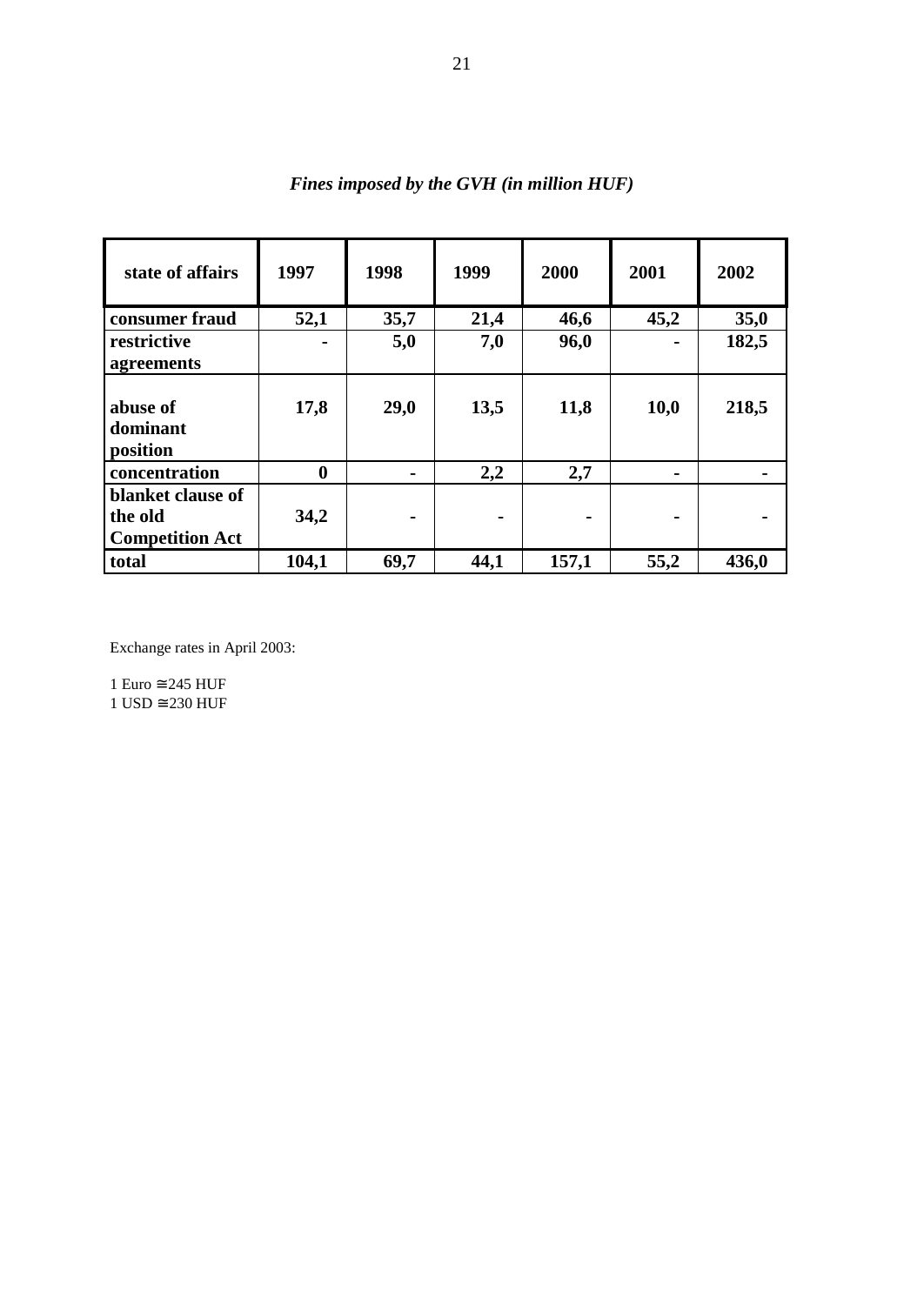*Fines imposed by the GVH (in million HUF)*

| state of affairs | 1997 | 1998 | 1999 | 2000 | 2001 | 2002 |
|---|---|---|---|---|---|---|
| **consumer fraud** | **52,1** | **35,7** | **21,4** | **46,6** | **45,2** | **35,0** |
| **restrictive agreements** | **-** | **5,0** | **7,0** | **96,0** | **-** | **182,5** |
| **abuse of dominant position** | **17,8** | **29,0** | **13,5** | **11,8** | **10,0** | **218,5** |
| **concentration** | **0** | **-** | **2,2** | **2,7** | **-** | **-** |
| **blanket clause of the old Competition Act** | **34,2** | **-** | **-** | **-** | **-** | **-** |
| **total** | **104,1** | **69,7** | **44,1** | **157,1** | **55,2** | **436,0** |

Exchange rates in April 2003:

1 Euro ≅245 HUF
1 USD ≅230 HUF